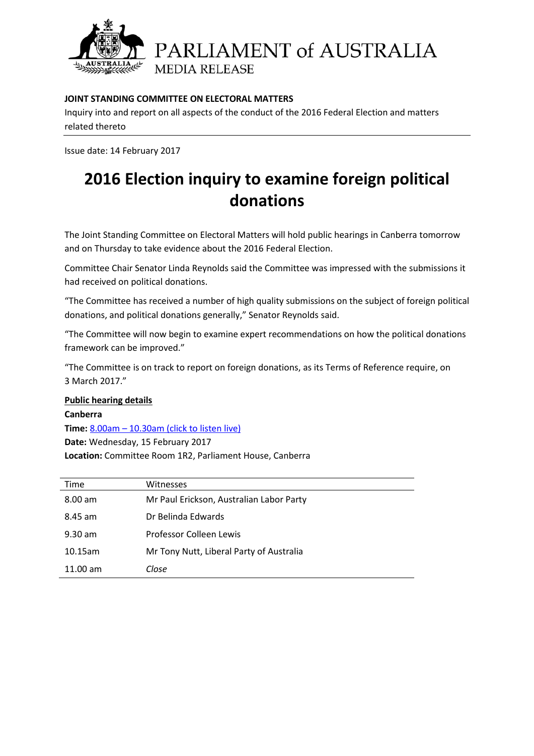PARLIAMENT of AUSTRALIA
MEDIA RELEASE

**JOINT STANDING COMMITTEE ON ELECTORAL MATTERS**

Inquiry into and report on all aspects of the conduct of the 2016 Federal Election and matters related thereto

Issue date: 14 February 2017

# 2016 Election inquiry to examine foreign political donations

The Joint Standing Committee on Electoral Matters will hold public hearings in Canberra tomorrow and on Thursday to take evidence about the 2016 Federal Election.

Committee Chair Senator Linda Reynolds said the Committee was impressed with the submissions it had received on political donations.

"The Committee has received a number of high quality submissions on the subject of foreign political donations, and political donations generally," Senator Reynolds said.

"The Committee will now begin to examine expert recommendations on how the political donations framework can be improved."

"The Committee is on track to report on foreign donations, as its Terms of Reference require, on 3 March 2017."

**Public hearing details**

**Canberra**
**Time:** 8.00am – 10.30am (click to listen live)
**Date:** Wednesday, 15 February 2017
**Location:** Committee Room 1R2, Parliament House, Canberra

| Time | Witnesses |
|---|---|
| 8.00 am | Mr Paul Erickson, Australian Labor Party |
| 8.45 am | Dr Belinda Edwards |
| 9.30 am | Professor Colleen Lewis |
| 10.15am | Mr Tony Nutt, Liberal Party of Australia |
| 11.00 am | *Close* |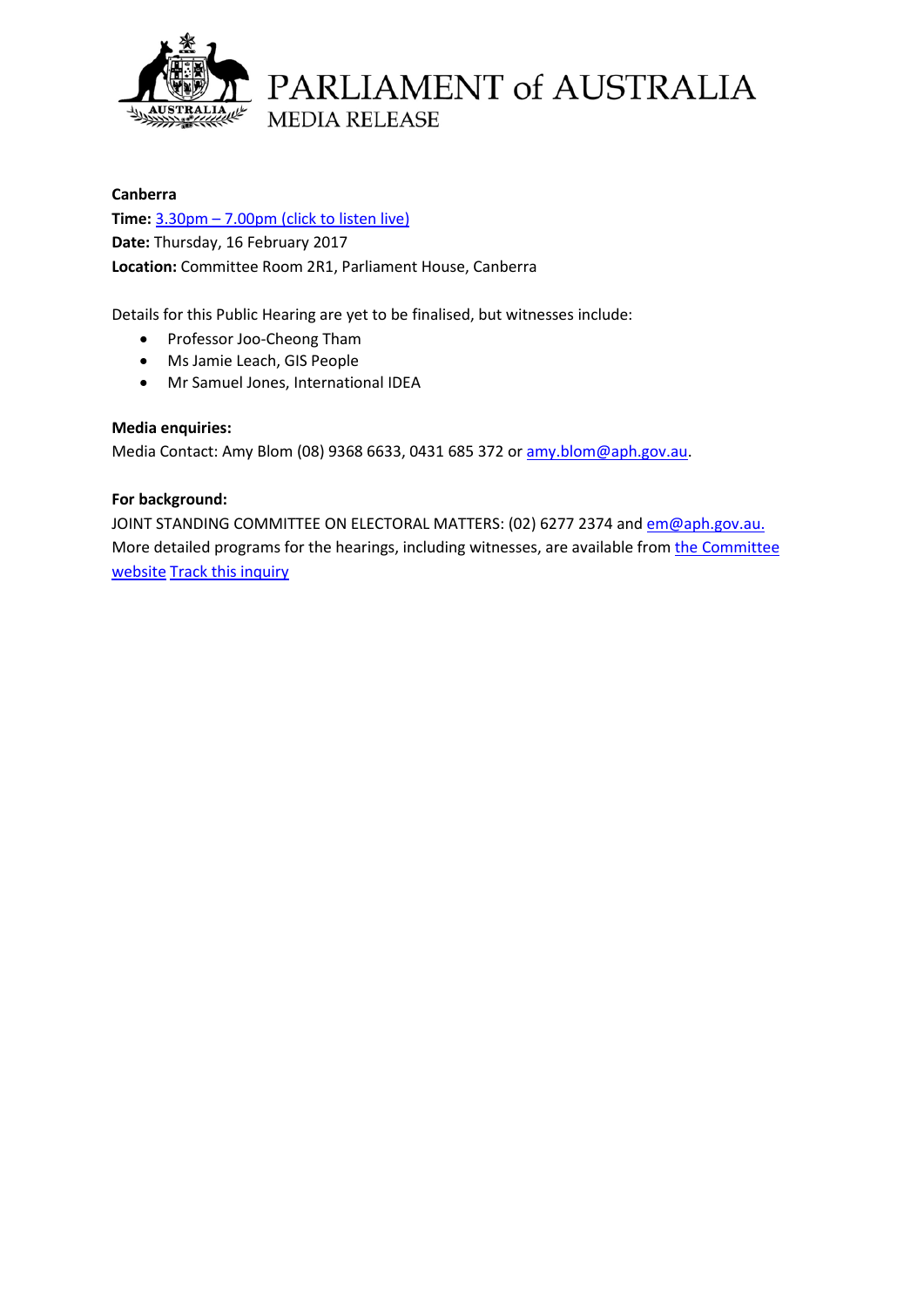# PARLIAMENT of AUSTRALIA
## MEDIA RELEASE

**Canberra**
**Time:** 3.30pm – 7.00pm (click to listen live)
**Date:** Thursday, 16 February 2017
**Location:** Committee Room 2R1, Parliament House, Canberra

Details for this Public Hearing are yet to be finalised, but witnesses include:

- Professor Joo-Cheong Tham
- Ms Jamie Leach, GIS People
- Mr Samuel Jones, International IDEA

**Media enquiries:**
Media Contact: Amy Blom (08) 9368 6633, 0431 685 372 or amy.blom@aph.gov.au.

**For background:**
JOINT STANDING COMMITTEE ON ELECTORAL MATTERS: (02) 6277 2374 and em@aph.gov.au.
More detailed programs for the hearings, including witnesses, are available from the Committee website Track this inquiry